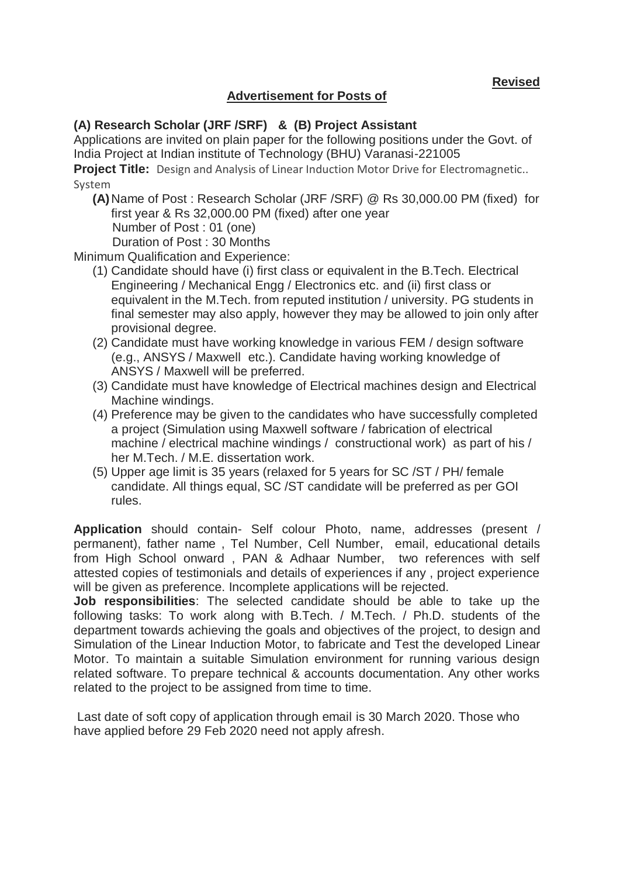**Revised**

## Advertisement for Posts of

### (A) Research Scholar (JRF /SRF) & (B) Project Assistant

Applications are invited on plain paper for the following positions under the Govt. of India Project at Indian institute of Technology (BHU) Varanasi-221005

**Project Title:** Design and Analysis of Linear Induction Motor Drive for Electromagnetic.. System

**(A)** Name of Post : Research Scholar (JRF /SRF) @ Rs 30,000.00 PM (fixed) for first year & Rs 32,000.00 PM (fixed) after one year
Number of Post : 01 (one)
Duration of Post : 30 Months

Minimum Qualification and Experience:

(1) Candidate should have (i) first class or equivalent in the B.Tech. Electrical Engineering / Mechanical Engg / Electronics etc. and (ii) first class or equivalent in the M.Tech. from reputed institution / university. PG students in final semester may also apply, however they may be allowed to join only after provisional degree.

(2) Candidate must have working knowledge in various FEM / design software (e.g., ANSYS / Maxwell etc.). Candidate having working knowledge of ANSYS / Maxwell will be preferred.

(3) Candidate must have knowledge of Electrical machines design and Electrical Machine windings.

(4) Preference may be given to the candidates who have successfully completed a project (Simulation using Maxwell software / fabrication of electrical machine / electrical machine windings / constructional work) as part of his / her M.Tech. / M.E. dissertation work.

(5) Upper age limit is 35 years (relaxed for 5 years for SC /ST / PH/ female candidate. All things equal, SC /ST candidate will be preferred as per GOI rules.

**Application** should contain- Self colour Photo, name, addresses (present / permanent), father name , Tel Number, Cell Number, email, educational details from High School onward , PAN & Adhaar Number, two references with self attested copies of testimonials and details of experiences if any , project experience will be given as preference. Incomplete applications will be rejected.

**Job responsibilities**: The selected candidate should be able to take up the following tasks: To work along with B.Tech. / M.Tech. / Ph.D. students of the department towards achieving the goals and objectives of the project, to design and Simulation of the Linear Induction Motor, to fabricate and Test the developed Linear Motor. To maintain a suitable Simulation environment for running various design related software. To prepare technical & accounts documentation. Any other works related to the project to be assigned from time to time.

Last date of soft copy of application through email is 30 March 2020. Those who have applied before 29 Feb 2020 need not apply afresh.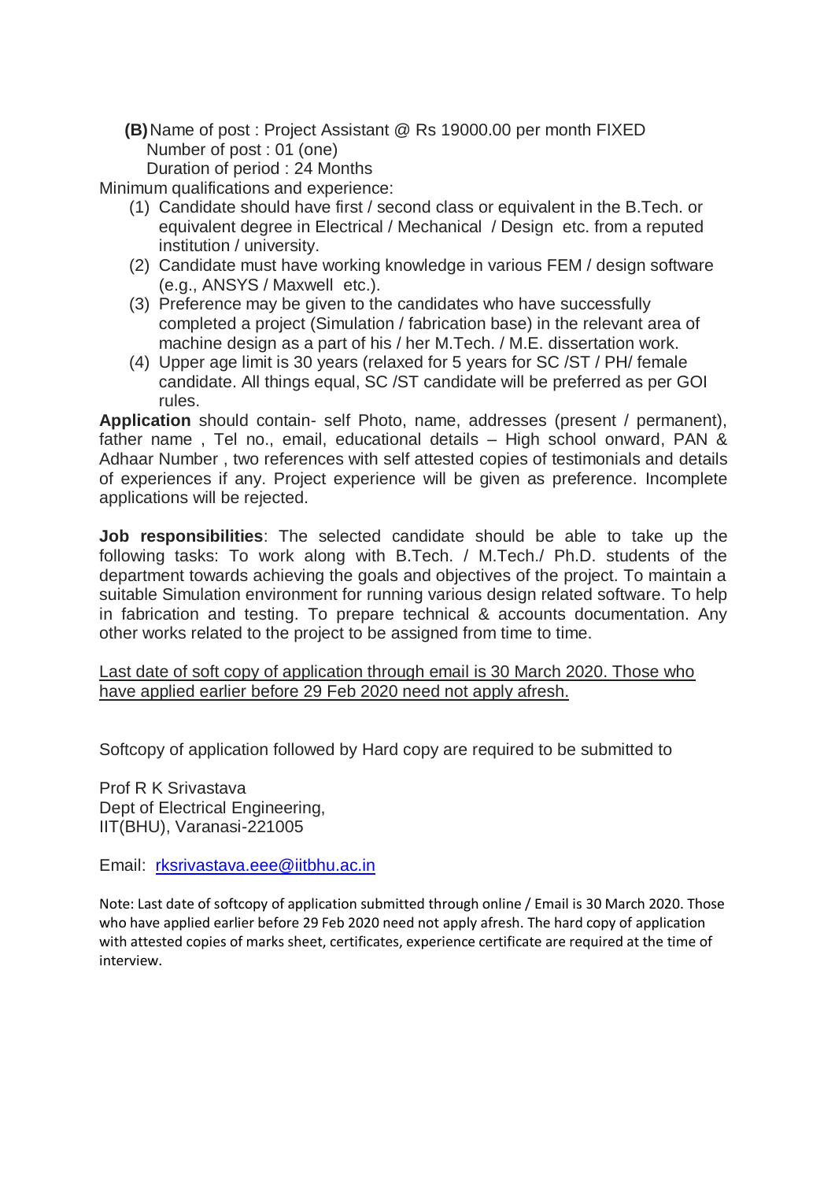**(B)** Name of post : Project Assistant @ Rs 19000.00 per month FIXED
Number of post : 01 (one)
Duration of period : 24 Months

Minimum qualifications and experience:

1. Candidate should have first / second class or equivalent in the B.Tech. or equivalent degree in Electrical / Mechanical / Design etc. from a reputed institution / university.
2. Candidate must have working knowledge in various FEM / design software (e.g., ANSYS / Maxwell etc.).
3. Preference may be given to the candidates who have successfully completed a project (Simulation / fabrication base) in the relevant area of machine design as a part of his / her M.Tech. / M.E. dissertation work.
4. Upper age limit is 30 years (relaxed for 5 years for SC /ST / PH/ female candidate. All things equal, SC /ST candidate will be preferred as per GOI rules.

**Application** should contain- self Photo, name, addresses (present / permanent), father name , Tel no., email, educational details – High school onward, PAN & Adhaar Number , two references with self attested copies of testimonials and details of experiences if any. Project experience will be given as preference. Incomplete applications will be rejected.

**Job responsibilities**: The selected candidate should be able to take up the following tasks: To work along with B.Tech. / M.Tech./ Ph.D. students of the department towards achieving the goals and objectives of the project. To maintain a suitable Simulation environment for running various design related software. To help in fabrication and testing. To prepare technical & accounts documentation. Any other works related to the project to be assigned from time to time.

Last date of soft copy of application through email is 30 March 2020. Those who have applied earlier before 29 Feb 2020 need not apply afresh.

Softcopy of application followed by Hard copy are required to be submitted to

Prof R K Srivastava
Dept of Electrical Engineering,
IIT(BHU), Varanasi-221005

Email: rksrivastava.eee@iitbhu.ac.in

Note: Last date of softcopy of application submitted through online / Email is 30 March 2020. Those who have applied earlier before 29 Feb 2020 need not apply afresh. The hard copy of application with attested copies of marks sheet, certificates, experience certificate are required at the time of interview.